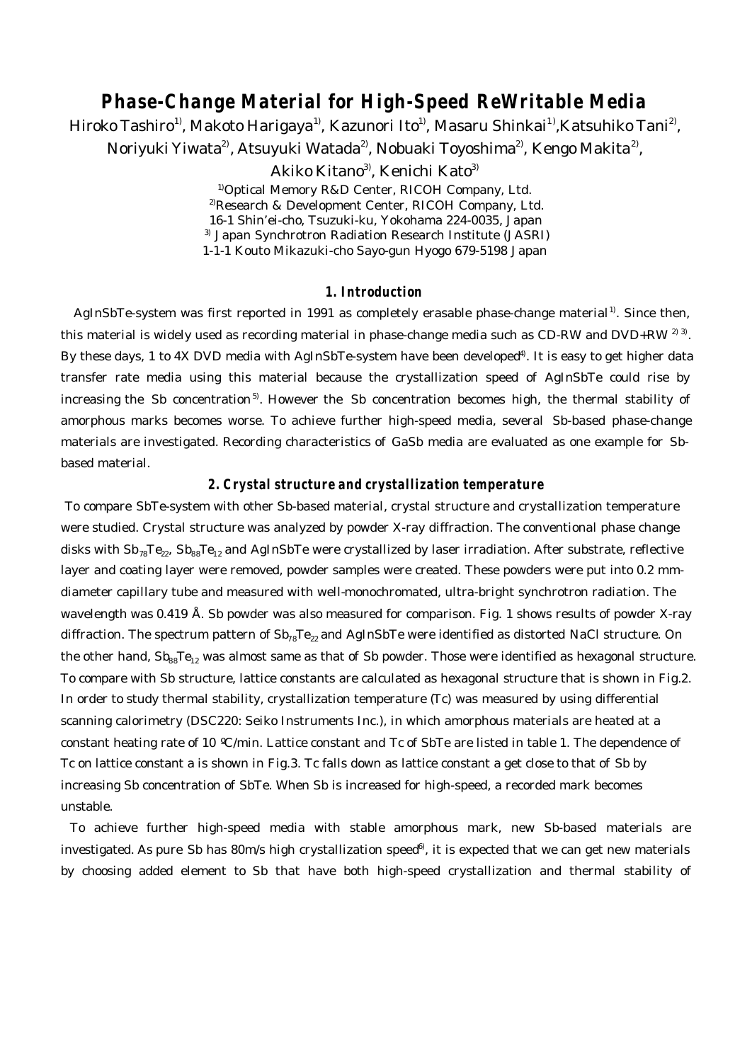# Phase-Change Material for High-Speed ReWritable Media

Hiroko Tashiro[1)], Makoto Harigaya[1)], Kazunori Ito[1)], Masaru Shinkai[1)], Katsuhiko Tani[2)], Noriyuki Yiwata[2)], Atsuyuki Watada[2)], Nobuaki Toyoshima[2)], Kengo Makita[2)], Akiko Kitano[3)], Kenichi Kato[3)]

[1)] Optical Memory R&D Center, RICOH Company, Ltd.
[2)] Research & Development Center, RICOH Company, Ltd.
16-1 Shin'ei-cho, Tsuzuki-ku, Yokohama 224-0035, Japan
[3)] Japan Synchrotron Radiation Research Institute (JASRI)
1-1-1 Kouto Mikazuki-cho Sayo-gun Hyogo 679-5198 Japan

## 1. Introduction

AgInSbTe-system was first reported in 1991 as completely erasable phase-change material[1)]. Since then, this material is widely used as recording material in phase-change media such as CD-RW and DVD+RW [2) 3)]. By these days, 1 to 4X DVD media with AgInSbTe-system have been developed[4)]. It is easy to get higher data transfer rate media using this material because the crystallization speed of AgInSbTe could rise by increasing the Sb concentration[5)]. However the Sb concentration becomes high, the thermal stability of amorphous marks becomes worse. To achieve further high-speed media, several Sb-based phase-change materials are investigated. Recording characteristics of GaSb media are evaluated as one example for Sb-based material.

## 2. Crystal structure and crystallization temperature

To compare SbTe-system with other Sb-based material, crystal structure and crystallization temperature were studied. Crystal structure was analyzed by powder X-ray diffraction. The conventional phase change disks with $Sb_{78}Te_{22}$, $Sb_{88}Te_{12}$ and AgInSbTe were crystallized by laser irradiation. After substrate, reflective layer and coating layer were removed, powder samples were created. These powders were put into 0.2 mm-diameter capillary tube and measured with well-monochromated, ultra-bright synchrotron radiation. The wavelength was 0.419 Å. Sb powder was also measured for comparison. Fig. 1 shows results of powder X-ray diffraction. The spectrum pattern of $Sb_{78}Te_{22}$ and AgInSbTe were identified as distorted NaCl structure. On the other hand, $Sb_{88}Te_{12}$ was almost same as that of Sb powder. Those were identified as hexagonal structure. To compare with Sb structure, lattice constants are calculated as hexagonal structure that is shown in Fig.2. In order to study thermal stability, crystallization temperature (Tc) was measured by using differential scanning calorimetry (DSC220: Seiko Instruments Inc.), in which amorphous materials are heated at a constant heating rate of 10 ºC/min. Lattice constant and Tc of SbTe are listed in table 1. The dependence of Tc on lattice constant a is shown in Fig.3. Tc falls down as lattice constant a get close to that of Sb by increasing Sb concentration of SbTe. When Sb is increased for high-speed, a recorded mark becomes unstable.

To achieve further high-speed media with stable amorphous mark, new Sb-based materials are investigated. As pure Sb has 80m/s high crystallization speed[6)], it is expected that we can get new materials by choosing added element to Sb that have both high-speed crystallization and thermal stability of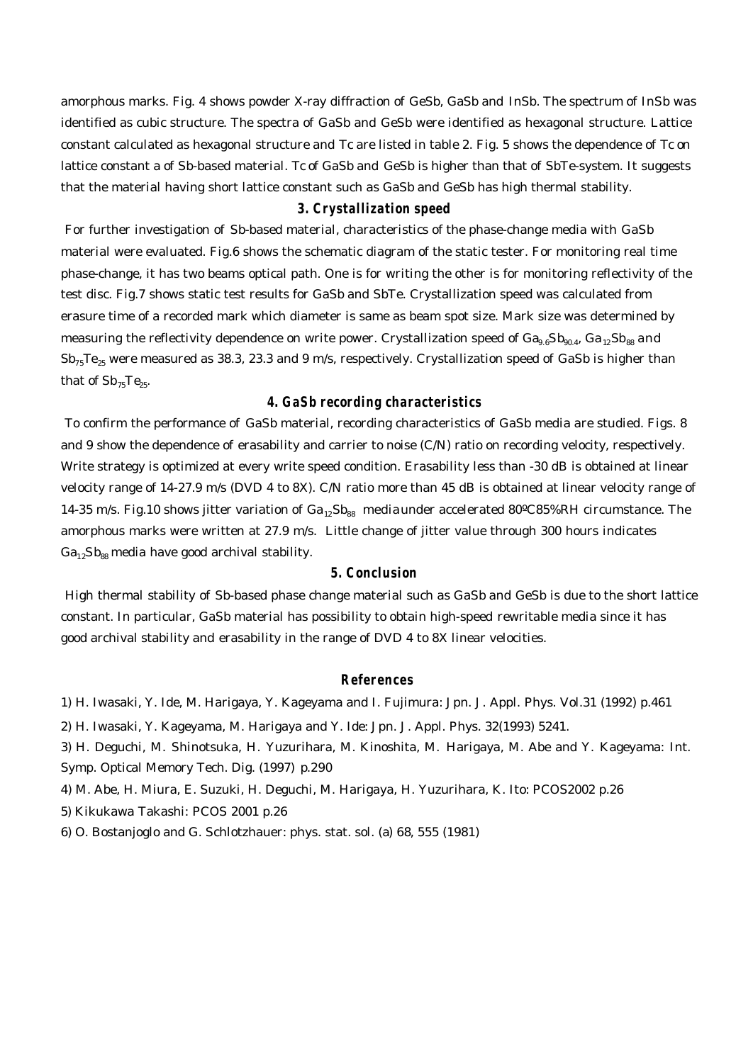amorphous marks. Fig. 4 shows powder X-ray diffraction of GeSb, GaSb and InSb. The spectrum of InSb was identified as cubic structure. The spectra of GaSb and GeSb were identified as hexagonal structure. Lattice constant calculated as hexagonal structure and Tc are listed in table 2. Fig. 5 shows the dependence of Tc on lattice constant a of Sb-based material. Tc of GaSb and GeSb is higher than that of SbTe-system. It suggests that the material having short lattice constant such as GaSb and GeSb has high thermal stability.

## 3. Crystallization speed

For further investigation of Sb-based material, characteristics of the phase-change media with GaSb material were evaluated. Fig.6 shows the schematic diagram of the static tester. For monitoring real time phase-change, it has two beams optical path. One is for writing the other is for monitoring reflectivity of the test disc. Fig.7 shows static test results for GaSb and SbTe. Crystallization speed was calculated from erasure time of a recorded mark which diameter is same as beam spot size. Mark size was determined by measuring the reflectivity dependence on write power. Crystallization speed of $Ga_{9.6}Sb_{90.4}$, $Ga_{12}Sb_{88}$ and $Sb_{75}Te_{25}$ were measured as 38.3, 23.3 and 9 m/s, respectively. Crystallization speed of GaSb is higher than that of $Sb_{75}Te_{25}$.

## 4. GaSb recording characteristics

To confirm the performance of GaSb material, recording characteristics of GaSb media are studied. Figs. 8 and 9 show the dependence of erasability and carrier to noise (C/N) ratio on recording velocity, respectively. Write strategy is optimized at every write speed condition. Erasability less than -30 dB is obtained at linear velocity range of 14-27.9 m/s (DVD 4 to 8X). C/N ratio more than 45 dB is obtained at linear velocity range of 14-35 m/s. Fig.10 shows jitter variation of $Ga_{12}Sb_{88}$ mediaunder accelerated 80ºC85%RH circumstance. The amorphous marks were written at 27.9 m/s. Little change of jitter value through 300 hours indicates $Ga_{12}Sb_{88}$ media have good archival stability.

## 5. Conclusion

High thermal stability of Sb-based phase change material such as GaSb and GeSb is due to the short lattice constant. In particular, GaSb material has possibility to obtain high-speed rewritable media since it has good archival stability and erasability in the range of DVD 4 to 8X linear velocities.

## References

1) H. Iwasaki, Y. Ide, M. Harigaya, Y. Kageyama and I. Fujimura: Jpn. J. Appl. Phys. Vol.31 (1992) p.461

2) H. Iwasaki, Y. Kageyama, M. Harigaya and Y. Ide: Jpn. J. Appl. Phys. 32(1993) 5241.

3) H. Deguchi, M. Shinotsuka, H. Yuzurihara, M. Kinoshita, M. Harigaya, M. Abe and Y. Kageyama: Int. Symp. Optical Memory Tech. Dig. (1997) p.290

4) M. Abe, H. Miura, E. Suzuki, H. Deguchi, M. Harigaya, H. Yuzurihara, K. Ito: PCOS2002 p.26

5) Kikukawa Takashi: PCOS 2001 p.26

6) O. Bostanjoglo and G. Schlotzhauer: phys. stat. sol. (a) 68, 555 (1981)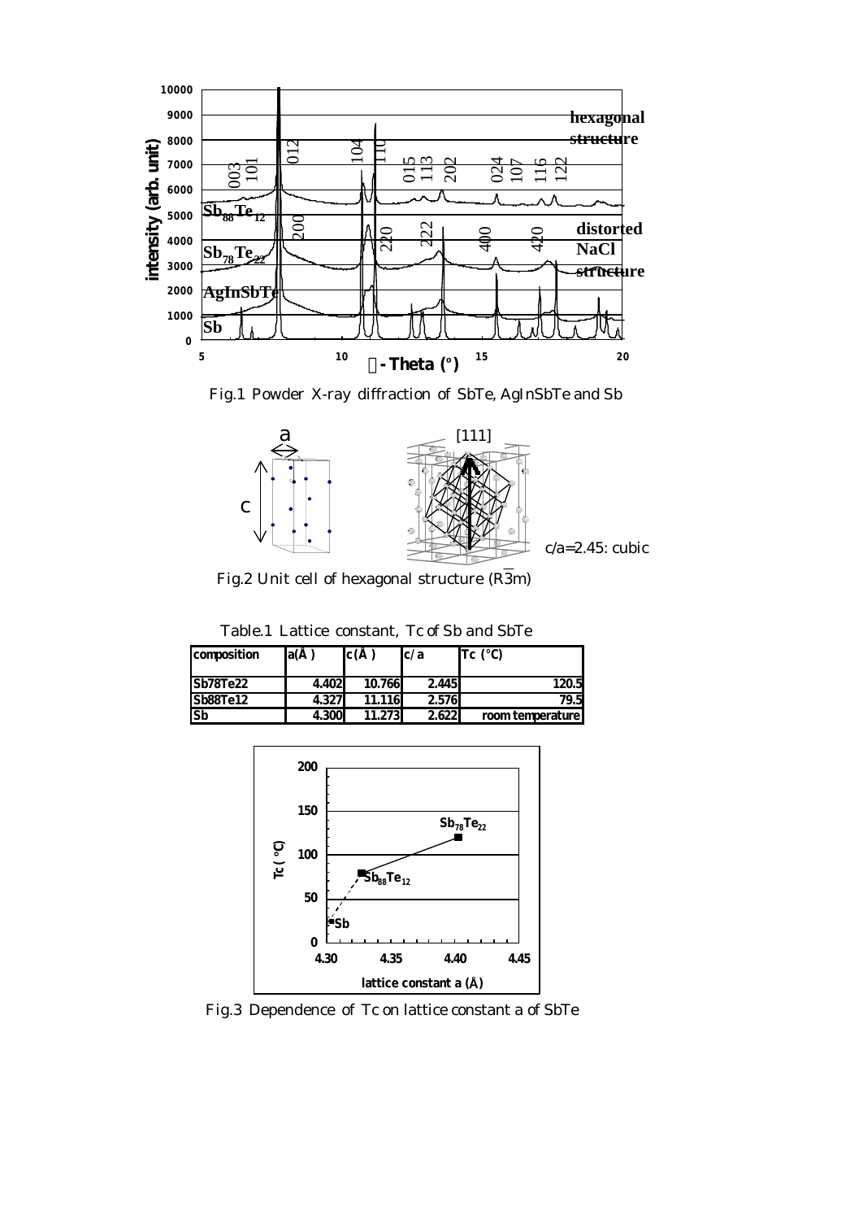Fig.1 Powder X-ray diffraction of SbTe, AgInSbTe and Sb

c/a=2.45: cubic

Fig.2 Unit cell of hexagonal structure ($R\bar{3}m$)

Table.1 Lattice constant, Tc of Sb and SbTe

| composition | a(Å) | c(Å) | c/a | Tc (°C) |
|---|---|---|---|---|
| Sb78Te22 | 4.402 | 10.766 | 2.445 | 120.5 |
| Sb88Te12 | 4.327 | 11.116 | 2.576 | 79.5 |
| Sb | 4.300 | 11.273 | 2.622 | room temperature |

Fig.3 Dependence of Tc on lattice constant a of SbTe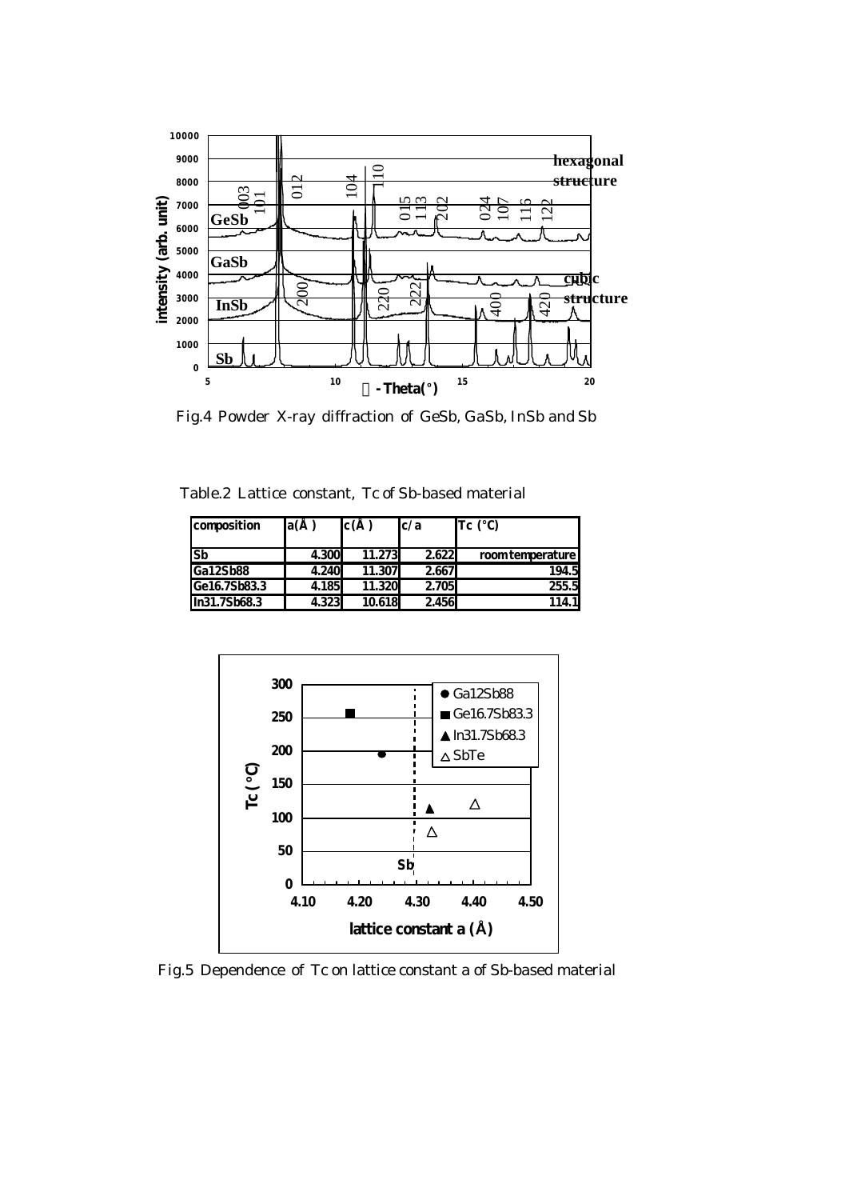Fig.4 Powder X-ray diffraction of GeSb, GaSb, InSb and Sb

Table.2 Lattice constant, Tc of Sb-based material

| composition | a(Å) | c(Å) | c/a | Tc (°C) |
|---|---|---|---|---|
| Sb | 4.300 | 11.273 | 2.622 | room temperature |
| Ga12Sb88 | 4.240 | 11.307 | 2.667 | 194.5 |
| Ge16.7Sb83.3 | 4.185 | 11.320 | 2.705 | 255.5 |
| In31.7Sb68.3 | 4.323 | 10.618 | 2.456 | 114.1 |

Fig.5 Dependence of Tc on lattice constant a of Sb-based material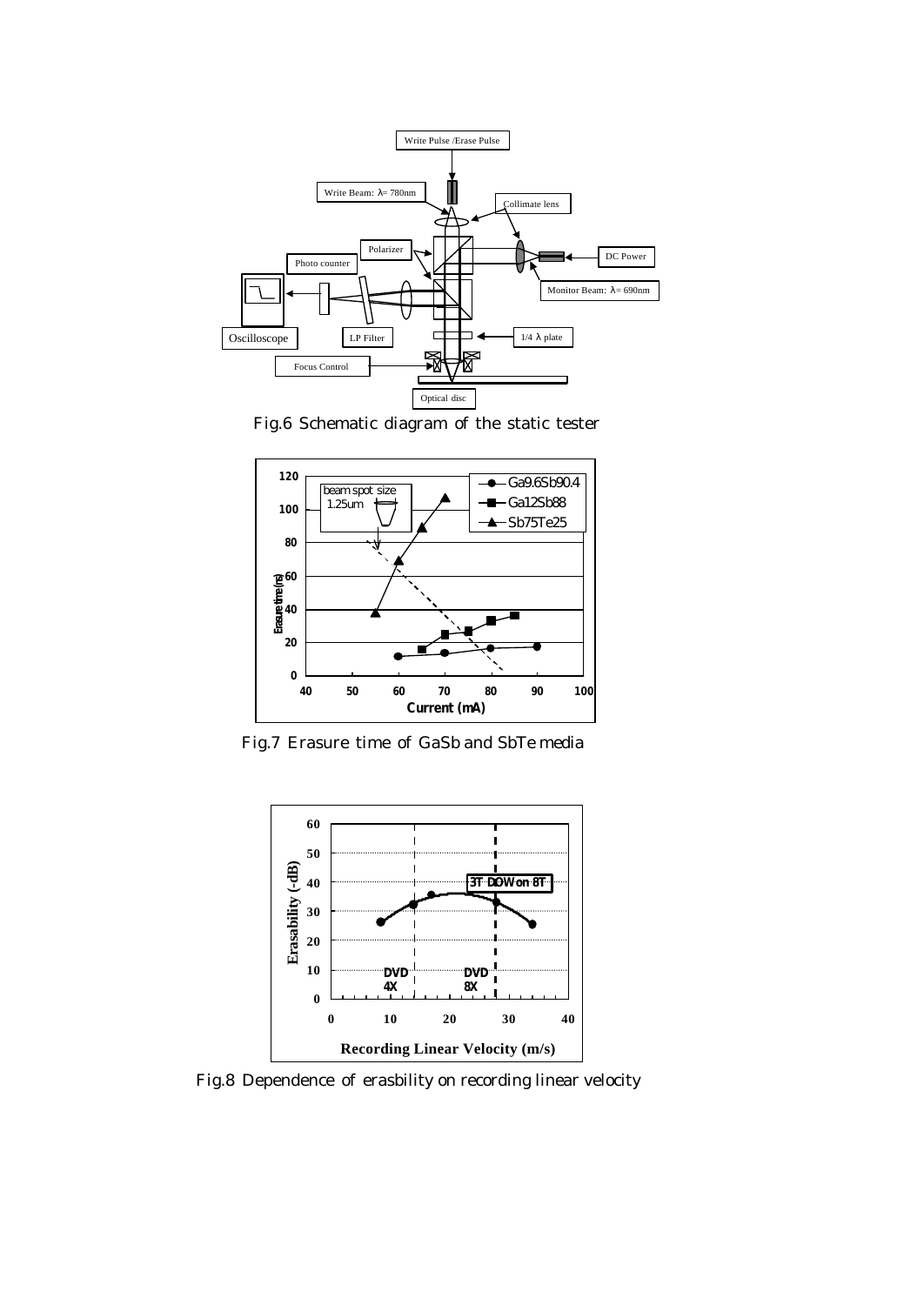Fig.6 Schematic diagram of the static tester

Fig.7 Erasure time of GaSb and SbTe media

Fig.8 Dependence of erasbility on recording linear velocity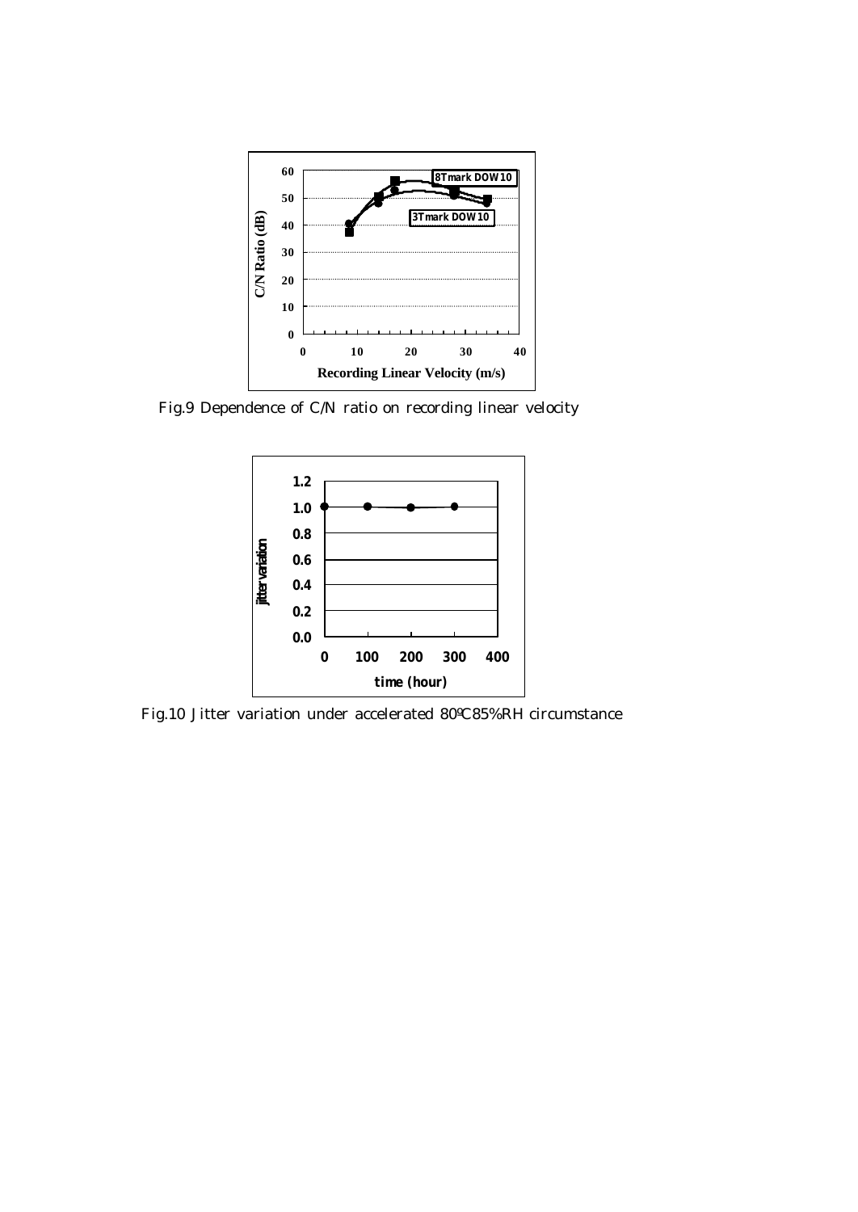60
50
40
30
20
10
0
0
10
20
30
40
C/N Ratio (dB)
Recording Linear Velocity (m/s)
8Tmark DOW10
3Tmark DOW10

Fig.9 Dependence of C/N ratio on recording linear velocity

1.2
1.0
0.8
0.6
0.4
0.2
0.0
0
100
200
300
400
jitter variation
time (hour)

Fig.10 Jitter variation under accelerated 80ºC85%RH circumstance